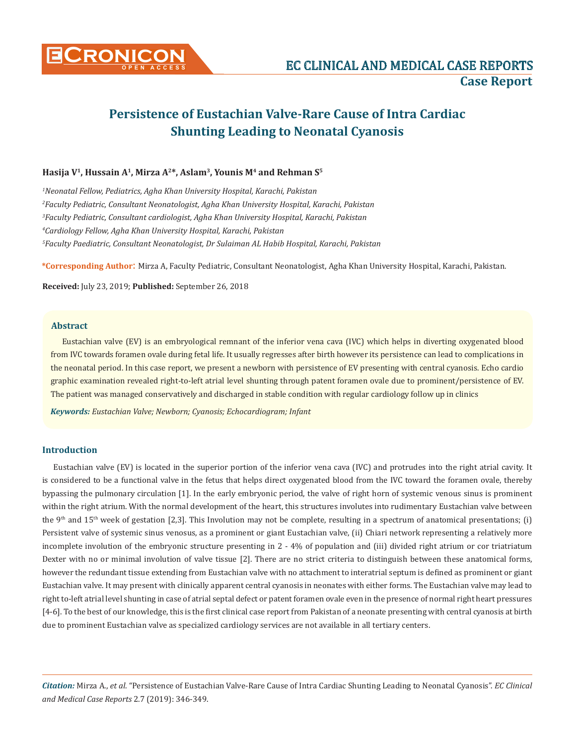# Persistence of Eustachian Valve-Rare Cause of Intra Cardiac Shunting Leading to Neonatal Cyanosis

**Hasija V[1], Hussain A[1], Mirza A[2]*, Aslam[3], Younis M[4] and Rehman S[5]**

[1]*Neonatal Fellow, Pediatrics, Agha Khan University Hospital, Karachi, Pakistan*

[2]*Faculty Pediatric, Consultant Neonatologist, Agha Khan University Hospital, Karachi, Pakistan*

[3]*Faculty Pediatric, Consultant cardiologist, Agha Khan University Hospital, Karachi, Pakistan*

[4]*Cardiology Fellow, Agha Khan University Hospital, Karachi, Pakistan*

[5]*Faculty Paediatric, Consultant Neonatologist, Dr Sulaiman AL Habib Hospital, Karachi, Pakistan*

**\*Corresponding Author:** Mirza A, Faculty Pediatric, Consultant Neonatologist, Agha Khan University Hospital, Karachi, Pakistan.

**Received:** July 23, 2019; **Published:** September 26, 2018

## Abstract

Eustachian valve (EV) is an embryological remnant of the inferior vena cava (IVC) which helps in diverting oxygenated blood from IVC towards foramen ovale during fetal life. It usually regresses after birth however its persistence can lead to complications in the neonatal period. In this case report, we present a newborn with persistence of EV presenting with central cyanosis. Echo cardio graphic examination revealed right-to-left atrial level shunting through patent foramen ovale due to prominent/persistence of EV. The patient was managed conservatively and discharged in stable condition with regular cardiology follow up in clinics

***Keywords:*** *Eustachian Valve; Newborn; Cyanosis; Echocardiogram; Infant*

## Introduction

Eustachian valve (EV) is located in the superior portion of the inferior vena cava (IVC) and protrudes into the right atrial cavity. It is considered to be a functional valve in the fetus that helps direct oxygenated blood from the IVC toward the foramen ovale, thereby bypassing the pulmonary circulation [1]. In the early embryonic period, the valve of right horn of systemic venous sinus is prominent within the right atrium. With the normal development of the heart, this structures involutes into rudimentary Eustachian valve between the 9th and 15th week of gestation [2,3]. This Involution may not be complete, resulting in a spectrum of anatomical presentations; (i) Persistent valve of systemic sinus venosus, as a prominent or giant Eustachian valve, (ii) Chiari network representing a relatively more incomplete involution of the embryonic structure presenting in 2 - 4% of population and (iii) divided right atrium or cor triatriatum Dexter with no or minimal involution of valve tissue [2]. There are no strict criteria to distinguish between these anatomical forms, however the redundant tissue extending from Eustachian valve with no attachment to interatrial septum is defined as prominent or giant Eustachian valve. It may present with clinically apparent central cyanosis in neonates with either forms. The Eustachian valve may lead to right to-left atrial level shunting in case of atrial septal defect or patent foramen ovale even in the presence of normal right heart pressures [4-6]. To the best of our knowledge, this is the first clinical case report from Pakistan of a neonate presenting with central cyanosis at birth due to prominent Eustachian valve as specialized cardiology services are not available in all tertiary centers.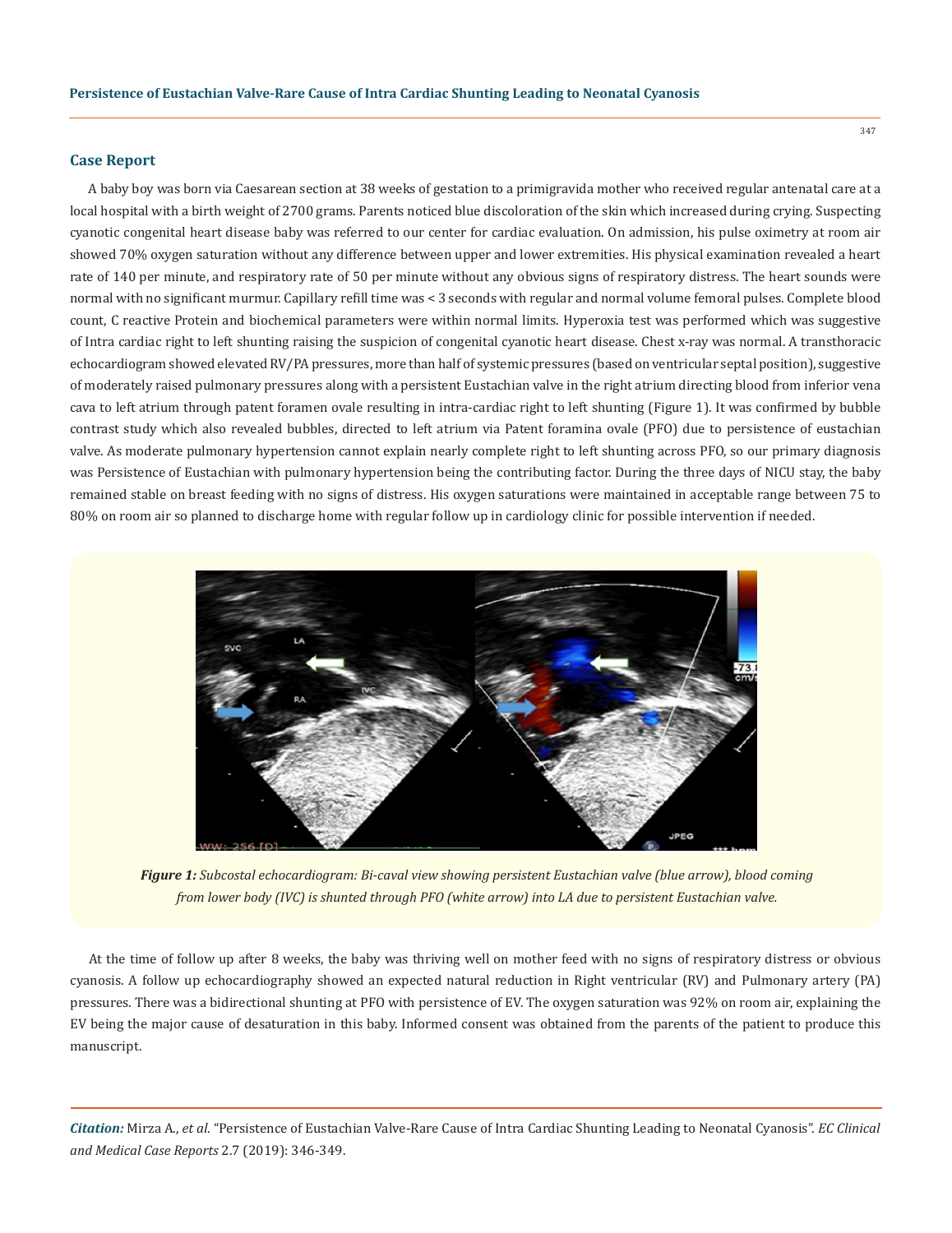## Case Report

A baby boy was born via Caesarean section at 38 weeks of gestation to a primigravida mother who received regular antenatal care at a local hospital with a birth weight of 2700 grams. Parents noticed blue discoloration of the skin which increased during crying. Suspecting cyanotic congenital heart disease baby was referred to our center for cardiac evaluation. On admission, his pulse oximetry at room air showed 70% oxygen saturation without any difference between upper and lower extremities. His physical examination revealed a heart rate of 140 per minute, and respiratory rate of 50 per minute without any obvious signs of respiratory distress. The heart sounds were normal with no significant murmur. Capillary refill time was < 3 seconds with regular and normal volume femoral pulses. Complete blood count, C reactive Protein and biochemical parameters were within normal limits. Hyperoxia test was performed which was suggestive of Intra cardiac right to left shunting raising the suspicion of congenital cyanotic heart disease. Chest x-ray was normal. A transthoracic echocardiogram showed elevated RV/PA pressures, more than half of systemic pressures (based on ventricular septal position), suggestive of moderately raised pulmonary pressures along with a persistent Eustachian valve in the right atrium directing blood from inferior vena cava to left atrium through patent foramen ovale resulting in intra-cardiac right to left shunting (Figure 1). It was confirmed by bubble contrast study which also revealed bubbles, directed to left atrium via Patent foramina ovale (PFO) due to persistence of eustachian valve. As moderate pulmonary hypertension cannot explain nearly complete right to left shunting across PFO, so our primary diagnosis was Persistence of Eustachian with pulmonary hypertension being the contributing factor. During the three days of NICU stay, the baby remained stable on breast feeding with no signs of distress. His oxygen saturations were maintained in acceptable range between 75 to 80% on room air so planned to discharge home with regular follow up in cardiology clinic for possible intervention if needed.

***Figure 1:*** *Subcostal echocardiogram: Bi-caval view showing persistent Eustachian valve (blue arrow), blood coming from lower body (IVC) is shunted through PFO (white arrow) into LA due to persistent Eustachian valve.*

At the time of follow up after 8 weeks, the baby was thriving well on mother feed with no signs of respiratory distress or obvious cyanosis. A follow up echocardiography showed an expected natural reduction in Right ventricular (RV) and Pulmonary artery (PA) pressures. There was a bidirectional shunting at PFO with persistence of EV. The oxygen saturation was 92% on room air, explaining the EV being the major cause of desaturation in this baby. Informed consent was obtained from the parents of the patient to produce this manuscript.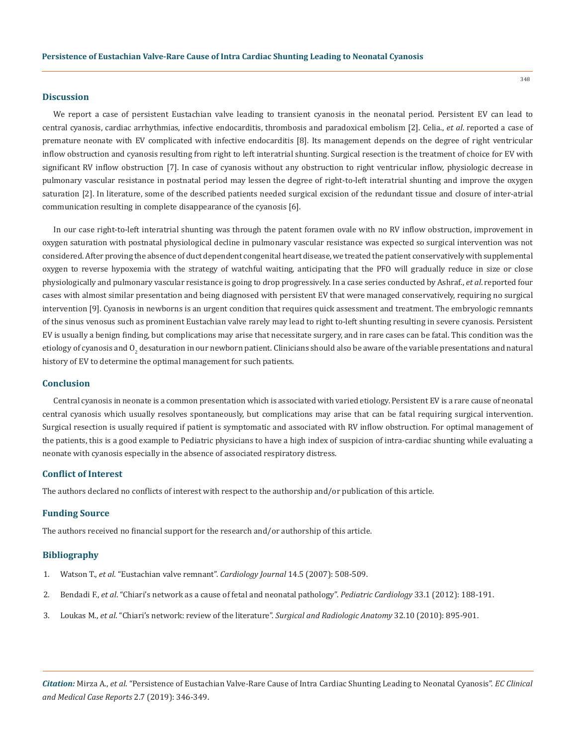## Discussion

We report a case of persistent Eustachian valve leading to transient cyanosis in the neonatal period. Persistent EV can lead to central cyanosis, cardiac arrhythmias, infective endocarditis, thrombosis and paradoxical embolism [2]. Celia., *et al*. reported a case of premature neonate with EV complicated with infective endocarditis [8]. Its management depends on the degree of right ventricular inflow obstruction and cyanosis resulting from right to left interatrial shunting. Surgical resection is the treatment of choice for EV with significant RV inflow obstruction [7]. In case of cyanosis without any obstruction to right ventricular inflow, physiologic decrease in pulmonary vascular resistance in postnatal period may lessen the degree of right-to-left interatrial shunting and improve the oxygen saturation [2]. In literature, some of the described patients needed surgical excision of the redundant tissue and closure of inter-atrial communication resulting in complete disappearance of the cyanosis [6].

In our case right-to-left interatrial shunting was through the patent foramen ovale with no RV inflow obstruction, improvement in oxygen saturation with postnatal physiological decline in pulmonary vascular resistance was expected so surgical intervention was not considered. After proving the absence of duct dependent congenital heart disease, we treated the patient conservatively with supplemental oxygen to reverse hypoxemia with the strategy of watchful waiting, anticipating that the PFO will gradually reduce in size or close physiologically and pulmonary vascular resistance is going to drop progressively. In a case series conducted by Ashraf., *et al*. reported four cases with almost similar presentation and being diagnosed with persistent EV that were managed conservatively, requiring no surgical intervention [9]. Cyanosis in newborns is an urgent condition that requires quick assessment and treatment. The embryologic remnants of the sinus venosus such as prominent Eustachian valve rarely may lead to right to-left shunting resulting in severe cyanosis. Persistent EV is usually a benign finding, but complications may arise that necessitate surgery, and in rare cases can be fatal. This condition was the etiology of cyanosis and $O_2$ desaturation in our newborn patient. Clinicians should also be aware of the variable presentations and natural history of EV to determine the optimal management for such patients.

## Conclusion

Central cyanosis in neonate is a common presentation which is associated with varied etiology. Persistent EV is a rare cause of neonatal central cyanosis which usually resolves spontaneously, but complications may arise that can be fatal requiring surgical intervention. Surgical resection is usually required if patient is symptomatic and associated with RV inflow obstruction. For optimal management of the patients, this is a good example to Pediatric physicians to have a high index of suspicion of intra-cardiac shunting while evaluating a neonate with cyanosis especially in the absence of associated respiratory distress.

## Conflict of Interest

The authors declared no conflicts of interest with respect to the authorship and/or publication of this article.

## Funding Source

The authors received no financial support for the research and/or authorship of this article.

## Bibliography

1. Watson T., *et al*. "Eustachian valve remnant". *Cardiology Journal* 14.5 (2007): 508-509.
2. Bendadi F., *et al*. "Chiari's network as a cause of fetal and neonatal pathology". *Pediatric Cardiology* 33.1 (2012): 188-191.
3. Loukas M., *et al*. "Chiari's network: review of the literature". *Surgical and Radiologic Anatomy* 32.10 (2010): 895-901.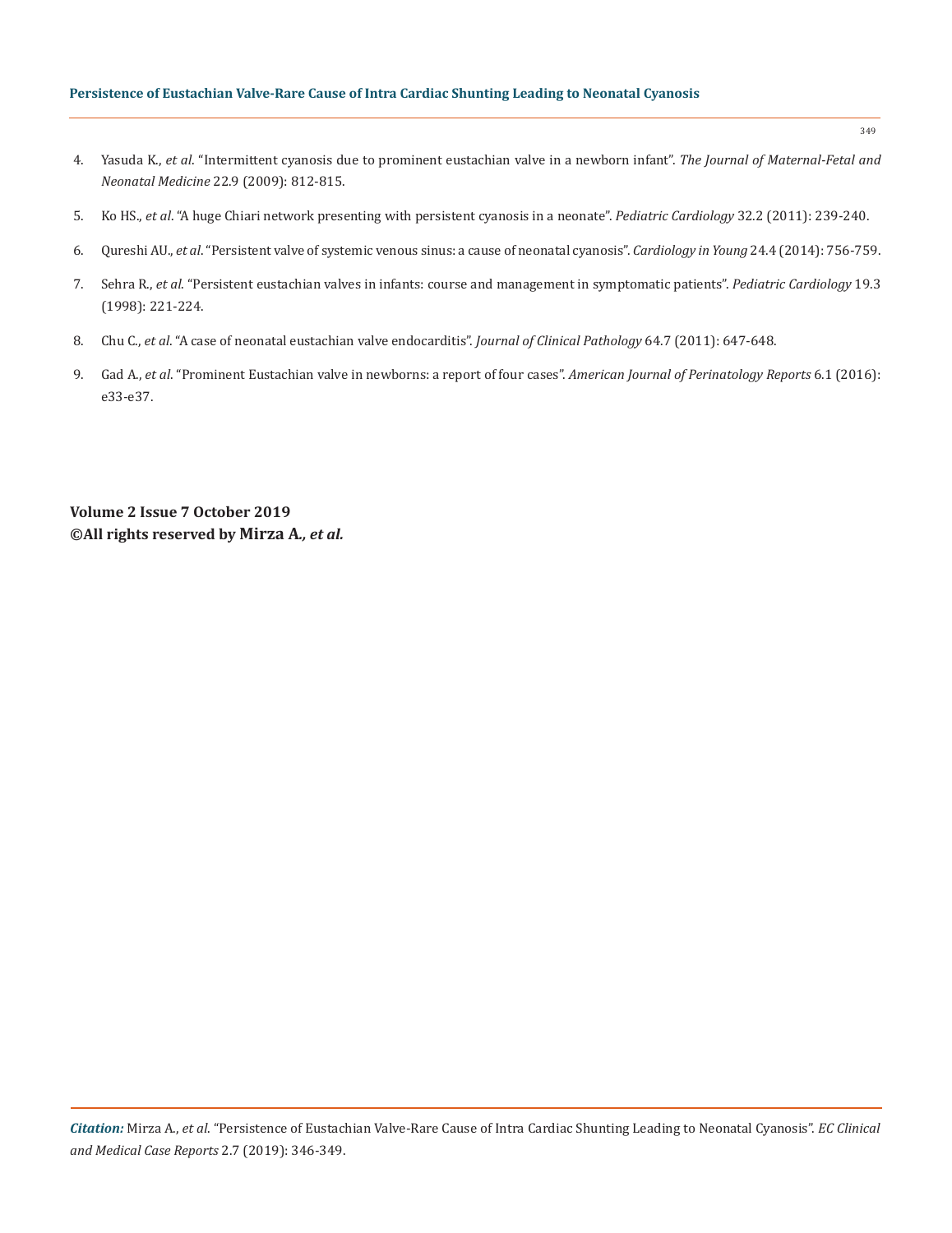4. Yasuda K., *et al*. "Intermittent cyanosis due to prominent eustachian valve in a newborn infant". *The Journal of Maternal-Fetal and Neonatal Medicine* 22.9 (2009): 812-815.

5. Ko HS., *et al*. "A huge Chiari network presenting with persistent cyanosis in a neonate". *Pediatric Cardiology* 32.2 (2011): 239-240.

6. Qureshi AU., *et al*. "Persistent valve of systemic venous sinus: a cause of neonatal cyanosis". *Cardiology in Young* 24.4 (2014): 756-759.

7. Sehra R., *et al*. "Persistent eustachian valves in infants: course and management in symptomatic patients". *Pediatric Cardiology* 19.3 (1998): 221-224.

8. Chu C., *et al*. "A case of neonatal eustachian valve endocarditis". *Journal of Clinical Pathology* 64.7 (2011): 647-648.

9. Gad A., *et al*. "Prominent Eustachian valve in newborns: a report of four cases". *American Journal of Perinatology Reports* 6.1 (2016): e33-e37.

**Volume 2 Issue 7 October 2019**
**©All rights reserved by Mirza A.*, et al.***